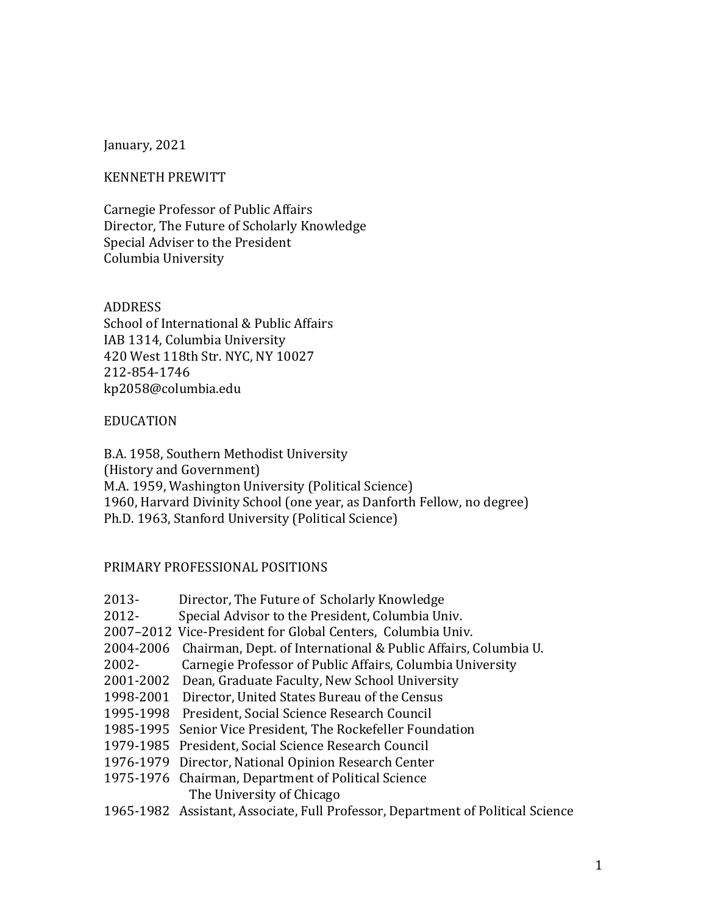January, 2021

KENNETH PREWITT

Carnegie Professor of Public Affairs
Director, The Future of Scholarly Knowledge
Special Adviser to the President
Columbia University

## ADDRESS

School of International & Public Affairs
IAB 1314, Columbia University
420 West 118th Str. NYC, NY 10027
212-854-1746
kp2058@columbia.edu

## EDUCATION

B.A. 1958, Southern Methodist University
(History and Government)
M.A. 1959, Washington University (Political Science)
1960, Harvard Divinity School (one year, as Danforth Fellow, no degree)
Ph.D. 1963, Stanford University (Political Science)

## PRIMARY PROFESSIONAL POSITIONS

2013- Director, The Future of Scholarly Knowledge
2012- Special Advisor to the President, Columbia Univ.
2007–2012 Vice-President for Global Centers, Columbia Univ.
2004-2006 Chairman, Dept. of International & Public Affairs, Columbia U.
2002- Carnegie Professor of Public Affairs, Columbia University
2001-2002 Dean, Graduate Faculty, New School University
1998-2001 Director, United States Bureau of the Census
1995-1998 President, Social Science Research Council
1985-1995 Senior Vice President, The Rockefeller Foundation
1979-1985 President, Social Science Research Council
1976-1979 Director, National Opinion Research Center
1975-1976 Chairman, Department of Political Science
The University of Chicago
1965-1982 Assistant, Associate, Full Professor, Department of Political Science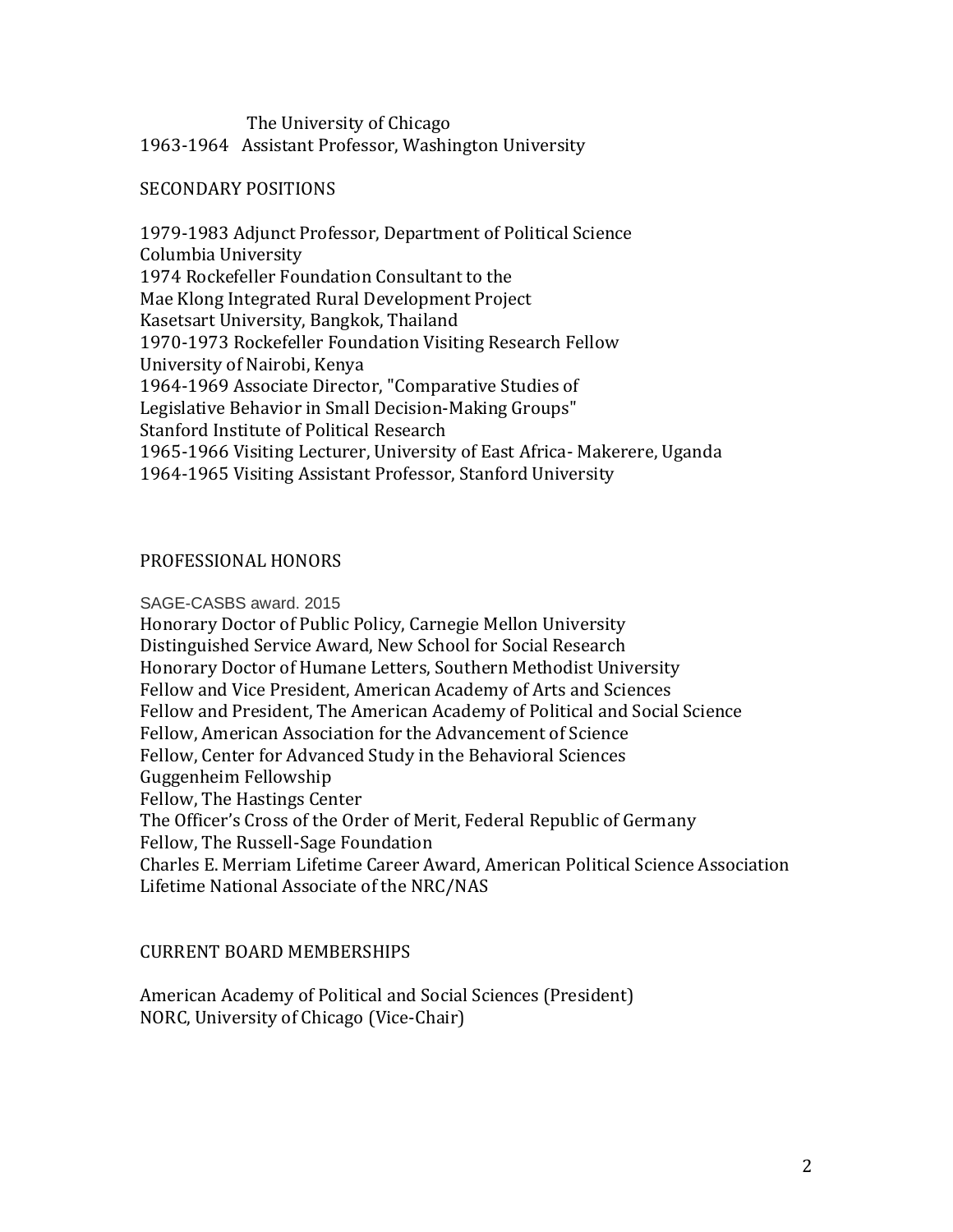The University of Chicago

1963-1964 Assistant Professor, Washington University

## SECONDARY POSITIONS

1979-1983 Adjunct Professor, Department of Political Science
Columbia University
1974 Rockefeller Foundation Consultant to the
Mae Klong Integrated Rural Development Project
Kasetsart University, Bangkok, Thailand
1970-1973 Rockefeller Foundation Visiting Research Fellow
University of Nairobi, Kenya
1964-1969 Associate Director, "Comparative Studies of
Legislative Behavior in Small Decision-Making Groups"
Stanford Institute of Political Research
1965-1966 Visiting Lecturer, University of East Africa- Makerere, Uganda
1964-1965 Visiting Assistant Professor, Stanford University

## PROFESSIONAL HONORS

SAGE-CASBS award. 2015
Honorary Doctor of Public Policy, Carnegie Mellon University
Distinguished Service Award, New School for Social Research
Honorary Doctor of Humane Letters, Southern Methodist University
Fellow and Vice President, American Academy of Arts and Sciences
Fellow and President, The American Academy of Political and Social Science
Fellow, American Association for the Advancement of Science
Fellow, Center for Advanced Study in the Behavioral Sciences
Guggenheim Fellowship
Fellow, The Hastings Center
The Officer's Cross of the Order of Merit, Federal Republic of Germany
Fellow, The Russell-Sage Foundation
Charles E. Merriam Lifetime Career Award, American Political Science Association
Lifetime National Associate of the NRC/NAS

## CURRENT BOARD MEMBERSHIPS

American Academy of Political and Social Sciences (President)
NORC, University of Chicago (Vice-Chair)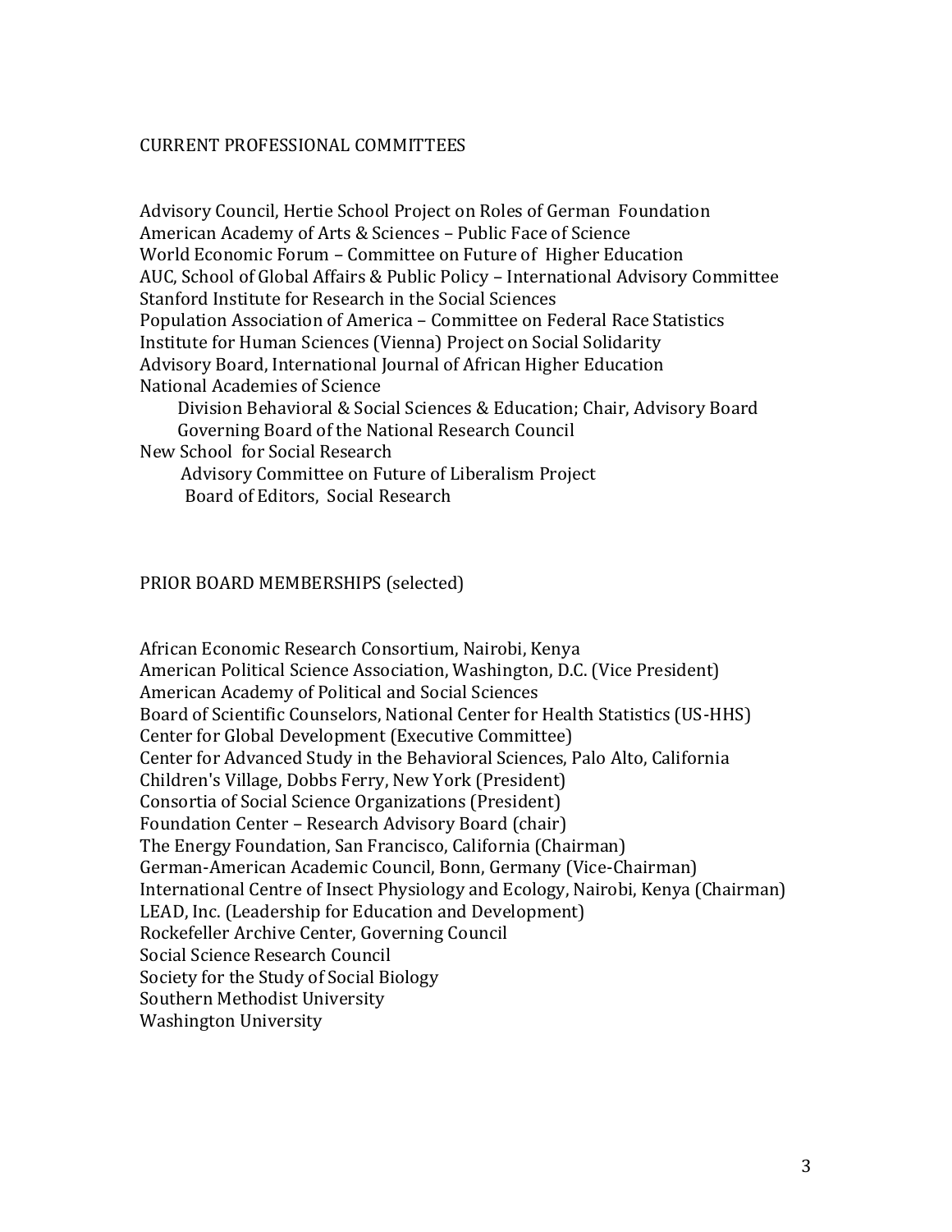## CURRENT PROFESSIONAL COMMITTEES

Advisory Council, Hertie School Project on Roles of German Foundation
American Academy of Arts & Sciences – Public Face of Science
World Economic Forum – Committee on Future of Higher Education
AUC, School of Global Affairs & Public Policy – International Advisory Committee
Stanford Institute for Research in the Social Sciences
Population Association of America – Committee on Federal Race Statistics
Institute for Human Sciences (Vienna) Project on Social Solidarity
Advisory Board, International Journal of African Higher Education
National Academies of Science
- Division Behavioral & Social Sciences & Education; Chair, Advisory Board
- Governing Board of the National Research Council

New School for Social Research
- Advisory Committee on Future of Liberalism Project
- Board of Editors, Social Research

## PRIOR BOARD MEMBERSHIPS (selected)

African Economic Research Consortium, Nairobi, Kenya
American Political Science Association, Washington, D.C. (Vice President)
American Academy of Political and Social Sciences
Board of Scientific Counselors, National Center for Health Statistics (US-HHS)
Center for Global Development (Executive Committee)
Center for Advanced Study in the Behavioral Sciences, Palo Alto, California
Children's Village, Dobbs Ferry, New York (President)
Consortia of Social Science Organizations (President)
Foundation Center – Research Advisory Board (chair)
The Energy Foundation, San Francisco, California (Chairman)
German-American Academic Council, Bonn, Germany (Vice-Chairman)
International Centre of Insect Physiology and Ecology, Nairobi, Kenya (Chairman)
LEAD, Inc. (Leadership for Education and Development)
Rockefeller Archive Center, Governing Council
Social Science Research Council
Society for the Study of Social Biology
Southern Methodist University
Washington University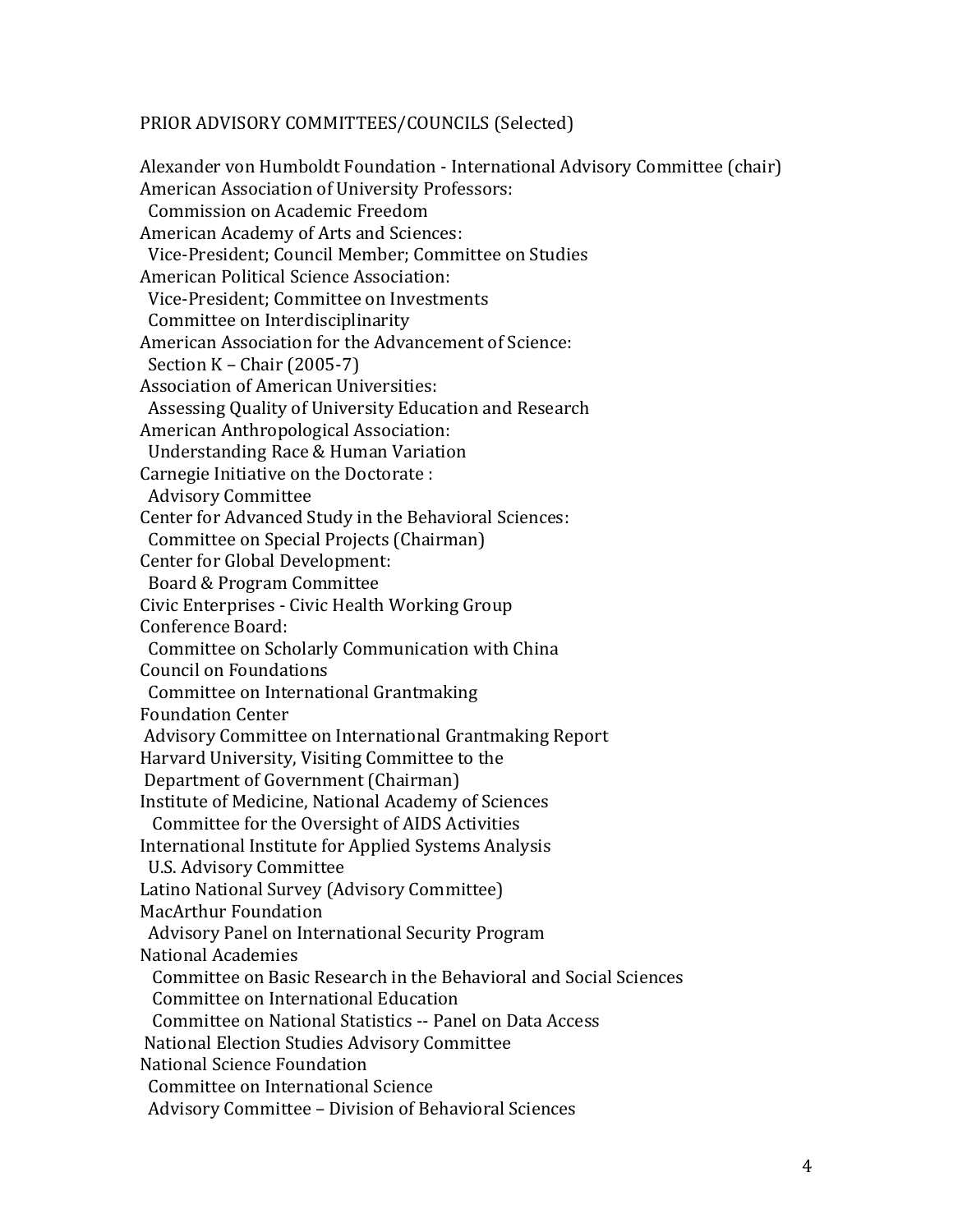PRIOR ADVISORY COMMITTEES/COUNCILS (Selected)

Alexander von Humboldt Foundation - International Advisory Committee (chair)
American Association of University Professors:
 Commission on Academic Freedom
American Academy of Arts and Sciences:
 Vice-President; Council Member; Committee on Studies
American Political Science Association:
 Vice-President; Committee on Investments
 Committee on Interdisciplinarity
American Association for the Advancement of Science:
 Section K – Chair (2005-7)
Association of American Universities:
 Assessing Quality of University Education and Research
American Anthropological Association:
 Understanding Race & Human Variation
Carnegie Initiative on the Doctorate :
 Advisory Committee
Center for Advanced Study in the Behavioral Sciences:
 Committee on Special Projects (Chairman)
Center for Global Development:
 Board & Program Committee
Civic Enterprises - Civic Health Working Group
Conference Board:
 Committee on Scholarly Communication with China
Council on Foundations
 Committee on International Grantmaking
Foundation Center
 Advisory Committee on International Grantmaking Report
Harvard University, Visiting Committee to the
 Department of Government (Chairman)
Institute of Medicine, National Academy of Sciences
 Committee for the Oversight of AIDS Activities
International Institute for Applied Systems Analysis
 U.S. Advisory Committee
Latino National Survey (Advisory Committee)
MacArthur Foundation
 Advisory Panel on International Security Program
National Academies
 Committee on Basic Research in the Behavioral and Social Sciences
 Committee on International Education
 Committee on National Statistics -- Panel on Data Access
 National Election Studies Advisory Committee
National Science Foundation
 Committee on International Science
 Advisory Committee – Division of Behavioral Sciences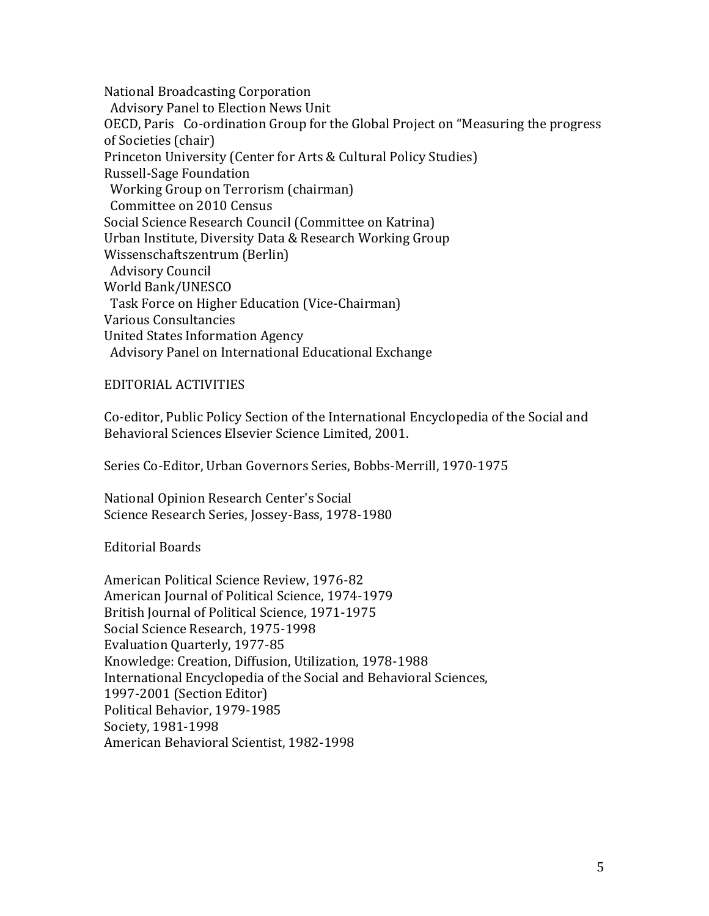National Broadcasting Corporation
  Advisory Panel to Election News Unit
OECD, Paris   Co-ordination Group for the Global Project on "Measuring the progress of Societies (chair)
Princeton University (Center for Arts & Cultural Policy Studies)
Russell-Sage Foundation
  Working Group on Terrorism (chairman)
  Committee on 2010 Census
Social Science Research Council (Committee on Katrina)
Urban Institute, Diversity Data & Research Working Group
Wissenschaftszentrum (Berlin)
  Advisory Council
World Bank/UNESCO
  Task Force on Higher Education (Vice-Chairman)
Various Consultancies
United States Information Agency
  Advisory Panel on International Educational Exchange

## EDITORIAL ACTIVITIES

Co-editor, Public Policy Section of the International Encyclopedia of the Social and Behavioral Sciences Elsevier Science Limited, 2001.

Series Co-Editor, Urban Governors Series, Bobbs-Merrill, 1970-1975

National Opinion Research Center's Social Science Research Series, Jossey-Bass, 1978-1980

### Editorial Boards

American Political Science Review, 1976-82
American Journal of Political Science, 1974-1979
British Journal of Political Science, 1971-1975
Social Science Research, 1975-1998
Evaluation Quarterly, 1977-85
Knowledge: Creation, Diffusion, Utilization, 1978-1988
International Encyclopedia of the Social and Behavioral Sciences, 1997-2001 (Section Editor)
Political Behavior, 1979-1985
Society, 1981-1998
American Behavioral Scientist, 1982-1998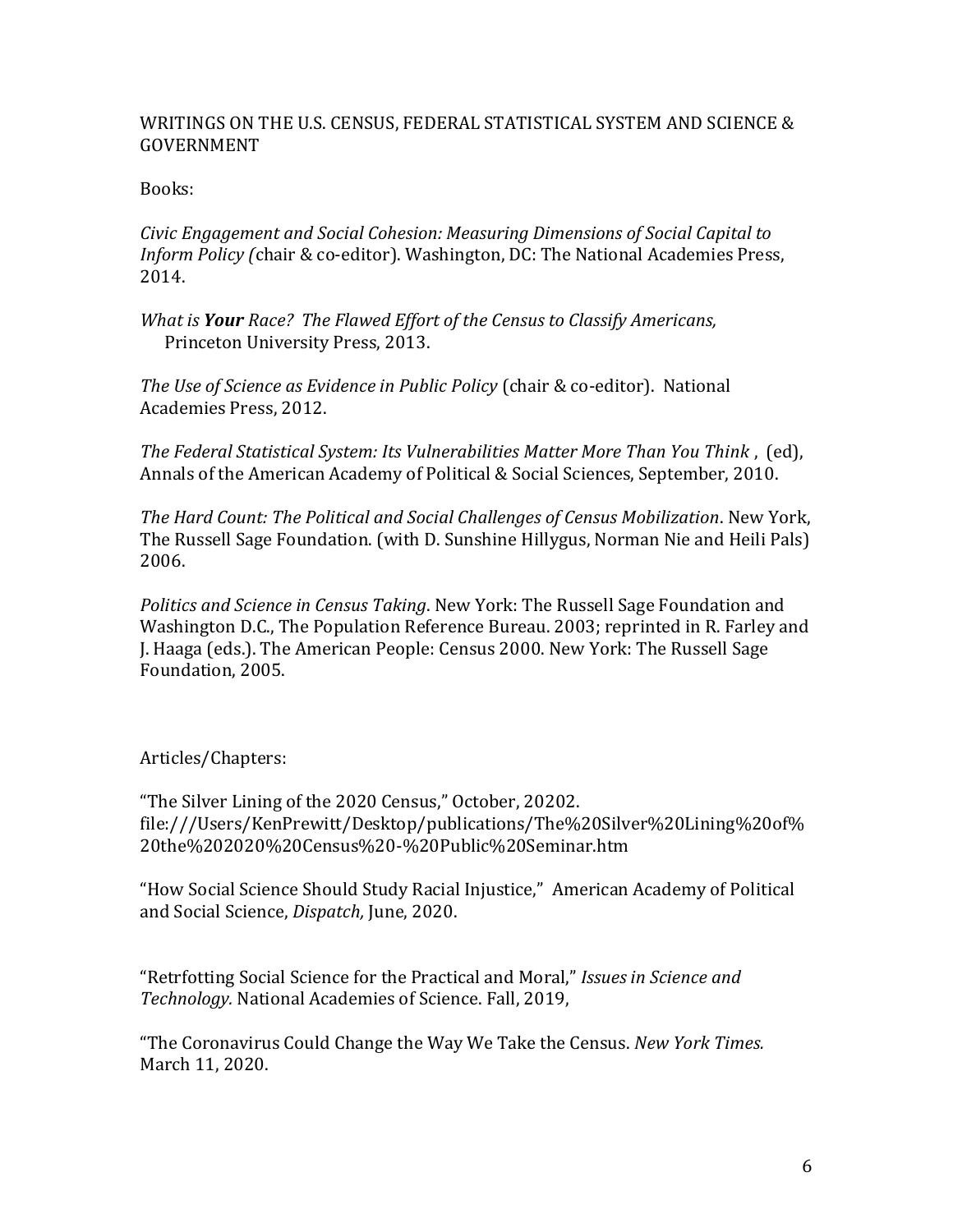WRITINGS ON THE U.S. CENSUS, FEDERAL STATISTICAL SYSTEM AND SCIENCE & GOVERNMENT

Books:

*Civic Engagement and Social Cohesion: Measuring Dimensions of Social Capital to Inform Policy (*chair & co-editor). Washington, DC: The National Academies Press, 2014.

*What is **Your** Race? The Flawed Effort of the Census to Classify Americans,* Princeton University Press, 2013.

*The Use of Science as Evidence in Public Policy* (chair & co-editor). National Academies Press, 2012.

*The Federal Statistical System: Its Vulnerabilities Matter More Than You Think* , (ed), Annals of the American Academy of Political & Social Sciences, September, 2010.

*The Hard Count: The Political and Social Challenges of Census Mobilization*. New York, The Russell Sage Foundation. (with D. Sunshine Hillygus, Norman Nie and Heili Pals) 2006.

*Politics and Science in Census Taking*. New York: The Russell Sage Foundation and Washington D.C., The Population Reference Bureau. 2003; reprinted in R. Farley and J. Haaga (eds.). The American People: Census 2000. New York: The Russell Sage Foundation, 2005.

Articles/Chapters:

"The Silver Lining of the 2020 Census," October, 20202. file:///Users/KenPrewitt/Desktop/publications/The%20Silver%20Lining%20of%20the%202020%20Census%20-%20Public%20Seminar.htm

"How Social Science Should Study Racial Injustice," American Academy of Political and Social Science, *Dispatch,* June, 2020.

"Retrfotting Social Science for the Practical and Moral," *Issues in Science and Technology.* National Academies of Science. Fall, 2019,

"The Coronavirus Could Change the Way We Take the Census. *New York Times.* March 11, 2020.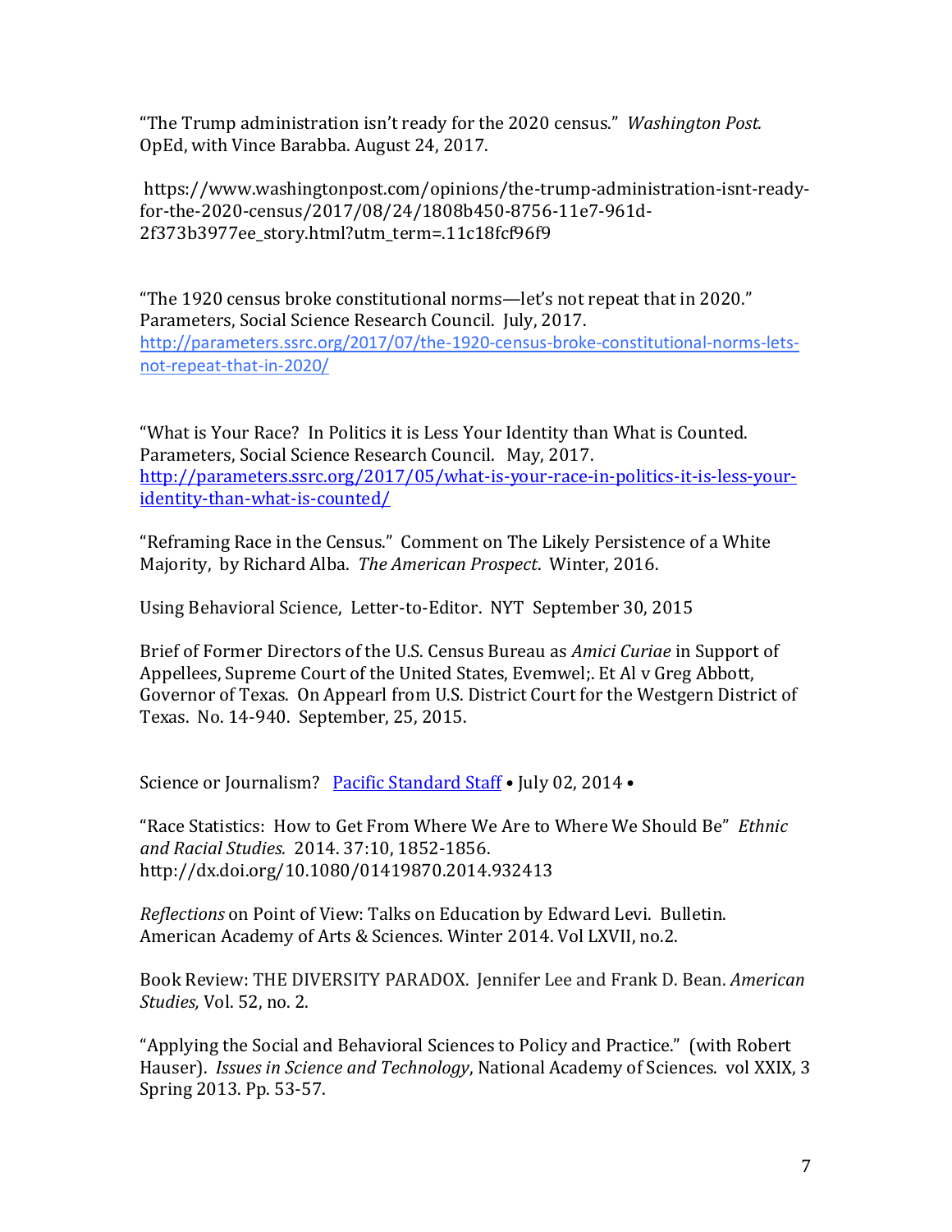"The Trump administration isn't ready for the 2020 census." *Washington Post.* OpEd, with Vince Barabba. August 24, 2017.

https://www.washingtonpost.com/opinions/the-trump-administration-isnt-ready-for-the-2020-census/2017/08/24/1808b450-8756-11e7-961d-2f373b3977ee_story.html?utm_term=.11c18fcf96f9

"The 1920 census broke constitutional norms—let's not repeat that in 2020." Parameters, Social Science Research Council. July, 2017. http://parameters.ssrc.org/2017/07/the-1920-census-broke-constitutional-norms-lets-not-repeat-that-in-2020/

"What is Your Race? In Politics it is Less Your Identity than What is Counted. Parameters, Social Science Research Council. May, 2017. http://parameters.ssrc.org/2017/05/what-is-your-race-in-politics-it-is-less-your-identity-than-what-is-counted/

"Reframing Race in the Census." Comment on The Likely Persistence of a White Majority, by Richard Alba. *The American Prospect*. Winter, 2016.

Using Behavioral Science, Letter-to-Editor. NYT September 30, 2015

Brief of Former Directors of the U.S. Census Bureau as *Amici Curiae* in Support of Appellees, Supreme Court of the United States, Evemwel;. Et Al v Greg Abbott, Governor of Texas. On Appearl from U.S. District Court for the Westgern District of Texas. No. 14-940. September, 25, 2015.

Science or Journalism? Pacific Standard Staff • July 02, 2014 •

"Race Statistics: How to Get From Where We Are to Where We Should Be" *Ethnic and Racial Studies.* 2014. 37:10, 1852-1856. http://dx.doi.org/10.1080/01419870.2014.932413

*Reflections* on Point of View: Talks on Education by Edward Levi. Bulletin. American Academy of Arts & Sciences. Winter 2014. Vol LXVII, no.2.

Book Review: THE DIVERSITY PARADOX. Jennifer Lee and Frank D. Bean. *American Studies,* Vol. 52, no. 2.

"Applying the Social and Behavioral Sciences to Policy and Practice." (with Robert Hauser). *Issues in Science and Technology*, National Academy of Sciences. vol XXIX, 3 Spring 2013. Pp. 53-57.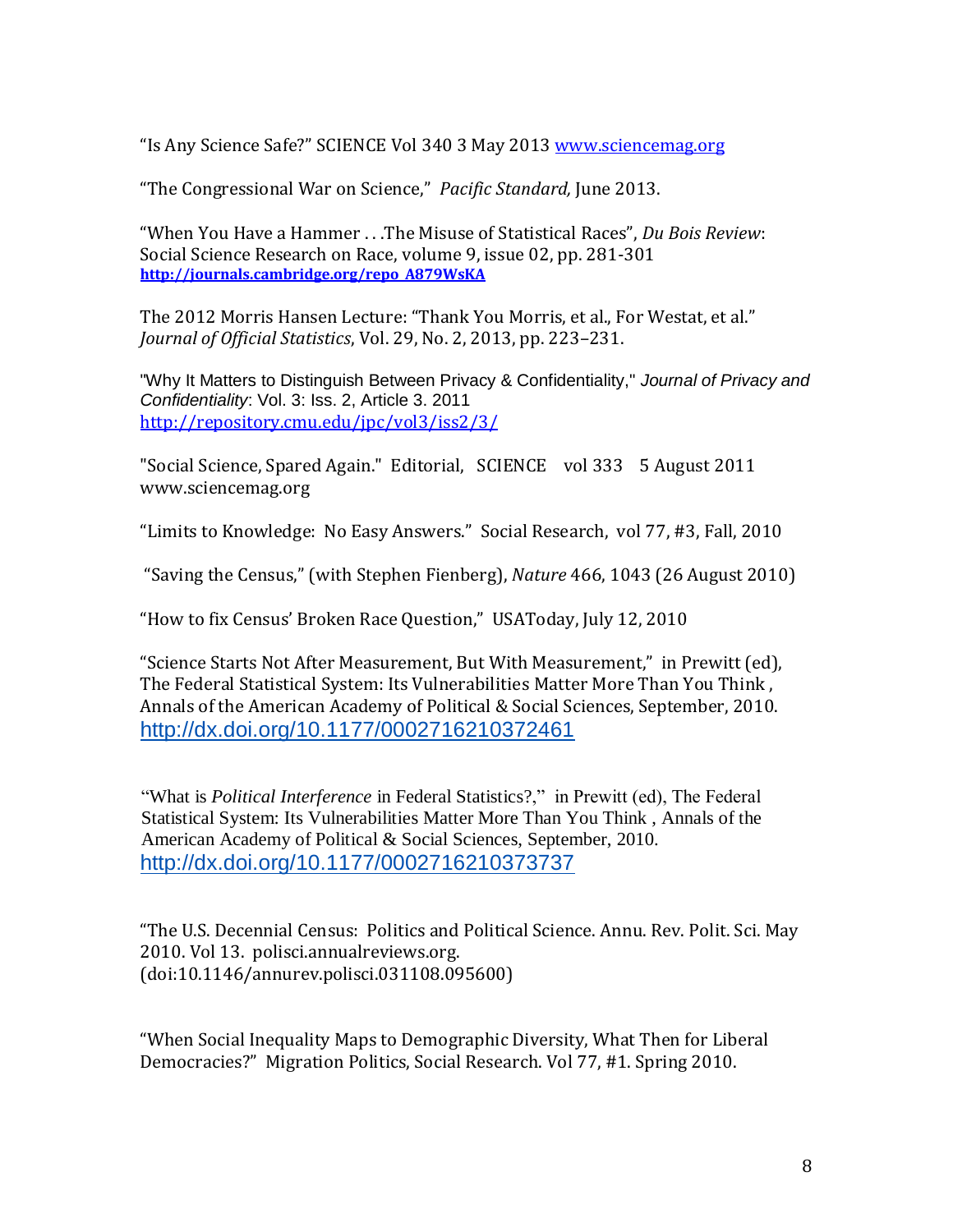"Is Any Science Safe?" SCIENCE Vol 340 3 May 2013 www.sciencemag.org

"The Congressional War on Science," *Pacific Standard,* June 2013.

"When You Have a Hammer . . .The Misuse of Statistical Races", *Du Bois Review*: Social Science Research on Race, volume 9, issue 02, pp. 281-301
**http://journals.cambridge.org/repo_A879WsKA**

The 2012 Morris Hansen Lecture: "Thank You Morris, et al., For Westat, et al." *Journal of Official Statistics*, Vol. 29, No. 2, 2013, pp. 223–231.

"Why It Matters to Distinguish Between Privacy & Confidentiality," *Journal of Privacy and Confidentiality*: Vol. 3: Iss. 2, Article 3. 2011
http://repository.cmu.edu/jpc/vol3/iss2/3/

"Social Science, Spared Again." Editorial, SCIENCE vol 333 5 August 2011 www.sciencemag.org

"Limits to Knowledge: No Easy Answers." Social Research, vol 77, #3, Fall, 2010

"Saving the Census," (with Stephen Fienberg), *Nature* 466, 1043 (26 August 2010)

"How to fix Census' Broken Race Question," USAToday, July 12, 2010

"Science Starts Not After Measurement, But With Measurement," in Prewitt (ed), The Federal Statistical System: Its Vulnerabilities Matter More Than You Think , Annals of the American Academy of Political & Social Sciences, September, 2010.
http://dx.doi.org/10.1177/0002716210372461

"What is *Political Interference* in Federal Statistics?," in Prewitt (ed), The Federal Statistical System: Its Vulnerabilities Matter More Than You Think , Annals of the American Academy of Political & Social Sciences, September, 2010.
http://dx.doi.org/10.1177/0002716210373737

"The U.S. Decennial Census: Politics and Political Science. Annu. Rev. Polit. Sci. May 2010. Vol 13. polisci.annualreviews.org.
(doi:10.1146/annurev.polisci.031108.095600)

"When Social Inequality Maps to Demographic Diversity, What Then for Liberal Democracies?" Migration Politics, Social Research. Vol 77, #1. Spring 2010.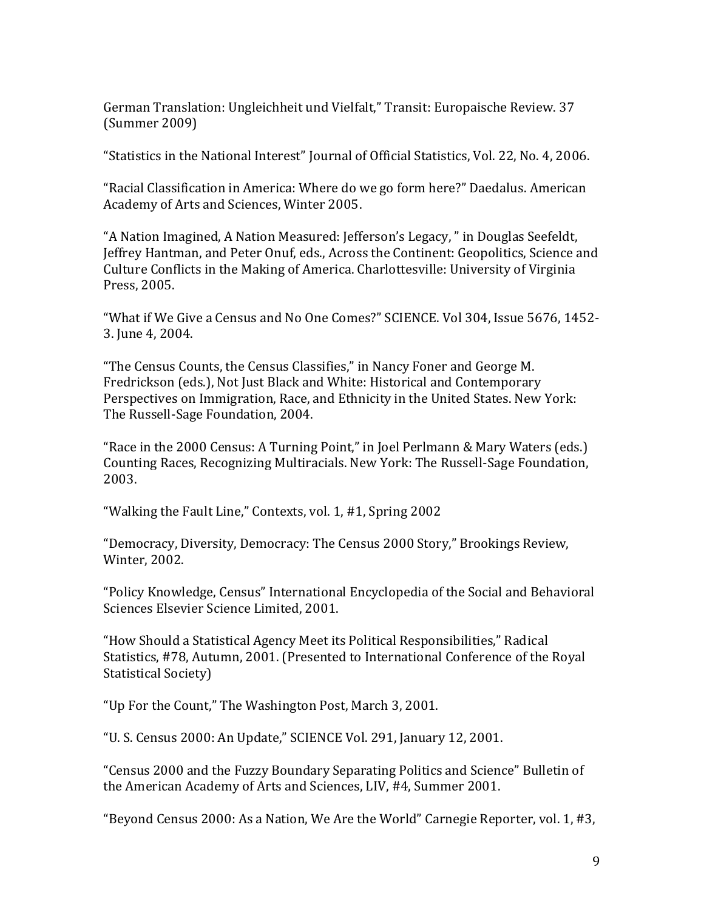German Translation: Ungleichheit und Vielfalt," Transit: Europaische Review. 37 (Summer 2009)

"Statistics in the National Interest" Journal of Official Statistics, Vol. 22, No. 4, 2006.

"Racial Classification in America: Where do we go form here?" Daedalus. American Academy of Arts and Sciences, Winter 2005.

"A Nation Imagined, A Nation Measured: Jefferson's Legacy, " in Douglas Seefeldt, Jeffrey Hantman, and Peter Onuf, eds., Across the Continent: Geopolitics, Science and Culture Conflicts in the Making of America. Charlottesville: University of Virginia Press, 2005.

"What if We Give a Census and No One Comes?" SCIENCE. Vol 304, Issue 5676, 1452-3. June 4, 2004.

"The Census Counts, the Census Classifies," in Nancy Foner and George M. Fredrickson (eds.), Not Just Black and White: Historical and Contemporary Perspectives on Immigration, Race, and Ethnicity in the United States. New York: The Russell-Sage Foundation, 2004.

"Race in the 2000 Census: A Turning Point," in Joel Perlmann & Mary Waters (eds.) Counting Races, Recognizing Multiracials. New York: The Russell-Sage Foundation, 2003.

"Walking the Fault Line," Contexts, vol. 1, #1, Spring 2002

"Democracy, Diversity, Democracy: The Census 2000 Story," Brookings Review, Winter, 2002.

"Policy Knowledge, Census" International Encyclopedia of the Social and Behavioral Sciences Elsevier Science Limited, 2001.

"How Should a Statistical Agency Meet its Political Responsibilities," Radical Statistics, #78, Autumn, 2001. (Presented to International Conference of the Royal Statistical Society)

"Up For the Count," The Washington Post, March 3, 2001.

"U. S. Census 2000: An Update," SCIENCE Vol. 291, January 12, 2001.

"Census 2000 and the Fuzzy Boundary Separating Politics and Science" Bulletin of the American Academy of Arts and Sciences, LIV, #4, Summer 2001.

"Beyond Census 2000: As a Nation, We Are the World" Carnegie Reporter, vol. 1, #3,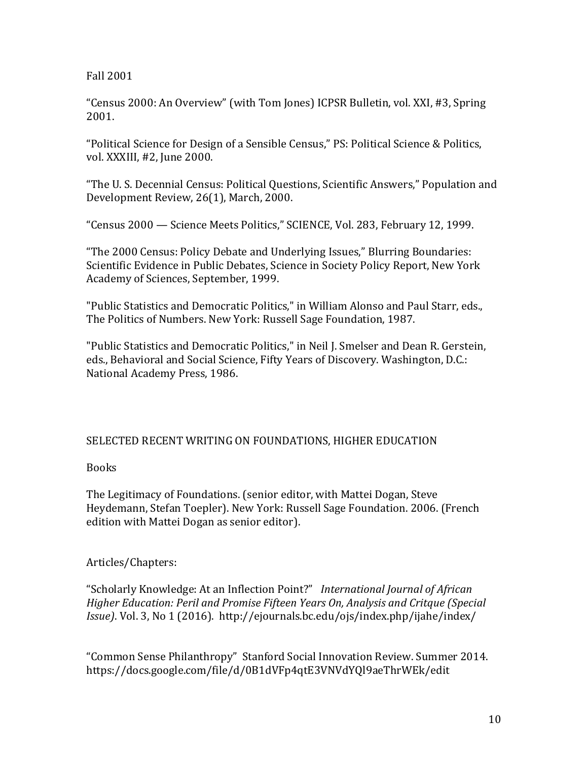Fall 2001

“Census 2000: An Overview” (with Tom Jones) ICPSR Bulletin, vol. XXI, #3, Spring 2001.

“Political Science for Design of a Sensible Census,” PS: Political Science & Politics, vol. XXXIII, #2, June 2000.

“The U. S. Decennial Census: Political Questions, Scientific Answers,” Population and Development Review, 26(1), March, 2000.

“Census 2000 — Science Meets Politics,” SCIENCE, Vol. 283, February 12, 1999.

“The 2000 Census: Policy Debate and Underlying Issues,” Blurring Boundaries: Scientific Evidence in Public Debates, Science in Society Policy Report, New York Academy of Sciences, September, 1999.

"Public Statistics and Democratic Politics," in William Alonso and Paul Starr, eds., The Politics of Numbers. New York: Russell Sage Foundation, 1987.

"Public Statistics and Democratic Politics," in Neil J. Smelser and Dean R. Gerstein, eds., Behavioral and Social Science, Fifty Years of Discovery. Washington, D.C.: National Academy Press, 1986.

## SELECTED RECENT WRITING ON FOUNDATIONS, HIGHER EDUCATION

### Books

The Legitimacy of Foundations. (senior editor, with Mattei Dogan, Steve Heydemann, Stefan Toepler). New York: Russell Sage Foundation. 2006. (French edition with Mattei Dogan as senior editor).

### Articles/Chapters:

“Scholarly Knowledge: At an Inflection Point?” *International Journal of African Higher Education: Peril and Promise Fifteen Years On, Analysis and Critque (Special Issue)*. Vol. 3, No 1 (2016). http://ejournals.bc.edu/ojs/index.php/ijahe/index/

“Common Sense Philanthropy” Stanford Social Innovation Review. Summer 2014. https://docs.google.com/file/d/0B1dVFp4qtE3VNVdYQl9aeThrWEk/edit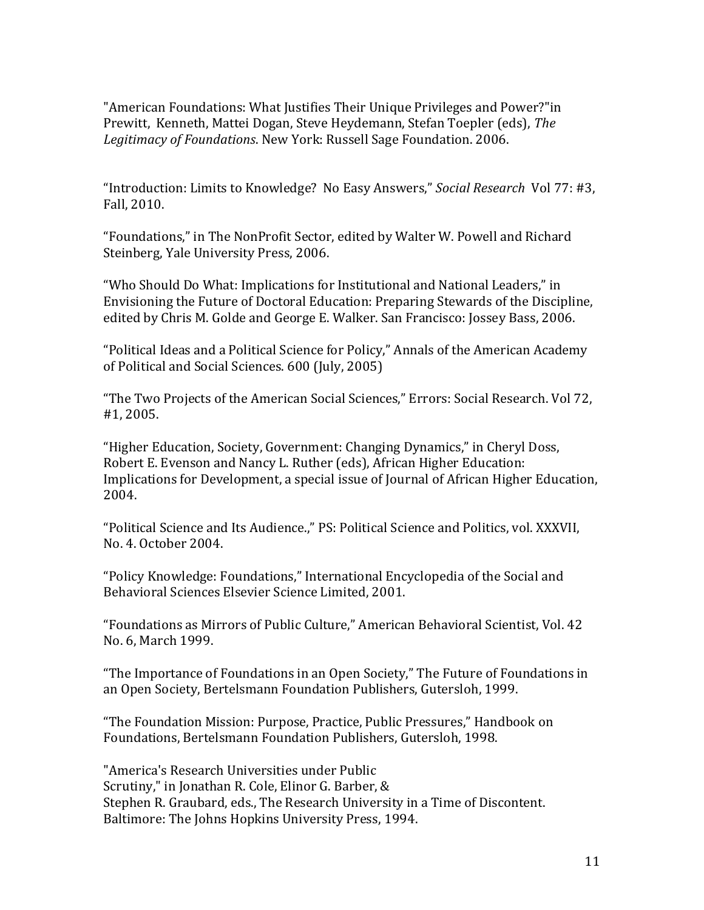"American Foundations: What Justifies Their Unique Privileges and Power?"in Prewitt, Kenneth, Mattei Dogan, Steve Heydemann, Stefan Toepler (eds), *The Legitimacy of Foundations*. New York: Russell Sage Foundation. 2006.

"Introduction: Limits to Knowledge? No Easy Answers," *Social Research* Vol 77: #3, Fall, 2010.

"Foundations," in The NonProfit Sector, edited by Walter W. Powell and Richard Steinberg, Yale University Press, 2006.

"Who Should Do What: Implications for Institutional and National Leaders," in Envisioning the Future of Doctoral Education: Preparing Stewards of the Discipline, edited by Chris M. Golde and George E. Walker. San Francisco: Jossey Bass, 2006.

"Political Ideas and a Political Science for Policy," Annals of the American Academy of Political and Social Sciences. 600 (July, 2005)

"The Two Projects of the American Social Sciences," Errors: Social Research. Vol 72, #1, 2005.

"Higher Education, Society, Government: Changing Dynamics," in Cheryl Doss, Robert E. Evenson and Nancy L. Ruther (eds), African Higher Education: Implications for Development, a special issue of Journal of African Higher Education, 2004.

"Political Science and Its Audience.," PS: Political Science and Politics, vol. XXXVII, No. 4. October 2004.

"Policy Knowledge: Foundations," International Encyclopedia of the Social and Behavioral Sciences Elsevier Science Limited, 2001.

"Foundations as Mirrors of Public Culture," American Behavioral Scientist, Vol. 42 No. 6, March 1999.

"The Importance of Foundations in an Open Society," The Future of Foundations in an Open Society, Bertelsmann Foundation Publishers, Gutersloh, 1999.

"The Foundation Mission: Purpose, Practice, Public Pressures," Handbook on Foundations, Bertelsmann Foundation Publishers, Gutersloh, 1998.

"America's Research Universities under Public Scrutiny," in Jonathan R. Cole, Elinor G. Barber, & Stephen R. Graubard, eds., The Research University in a Time of Discontent. Baltimore: The Johns Hopkins University Press, 1994.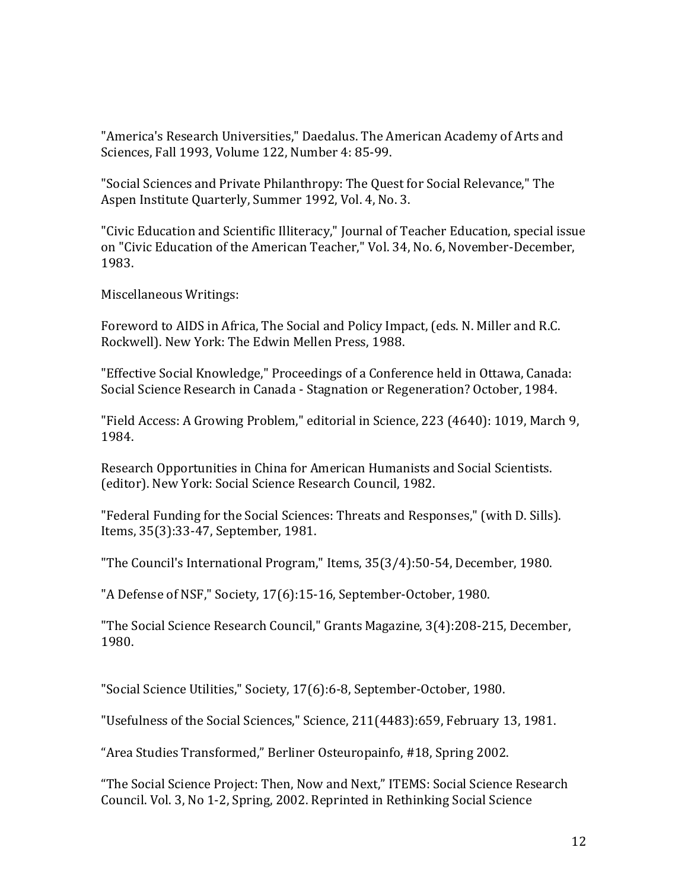"America's Research Universities," Daedalus. The American Academy of Arts and Sciences, Fall 1993, Volume 122, Number 4: 85-99.

"Social Sciences and Private Philanthropy: The Quest for Social Relevance," The Aspen Institute Quarterly, Summer 1992, Vol. 4, No. 3.

"Civic Education and Scientific Illiteracy," Journal of Teacher Education, special issue on "Civic Education of the American Teacher," Vol. 34, No. 6, November-December, 1983.

Miscellaneous Writings:

Foreword to AIDS in Africa, The Social and Policy Impact, (eds. N. Miller and R.C. Rockwell). New York: The Edwin Mellen Press, 1988.

"Effective Social Knowledge," Proceedings of a Conference held in Ottawa, Canada: Social Science Research in Canada - Stagnation or Regeneration? October, 1984.

"Field Access: A Growing Problem," editorial in Science, 223 (4640): 1019, March 9, 1984.

Research Opportunities in China for American Humanists and Social Scientists. (editor). New York: Social Science Research Council, 1982.

"Federal Funding for the Social Sciences: Threats and Responses," (with D. Sills). Items, 35(3):33-47, September, 1981.

"The Council's International Program," Items, 35(3/4):50-54, December, 1980.

"A Defense of NSF," Society, 17(6):15-16, September-October, 1980.

"The Social Science Research Council," Grants Magazine, 3(4):208-215, December, 1980.

"Social Science Utilities," Society, 17(6):6-8, September-October, 1980.

"Usefulness of the Social Sciences," Science, 211(4483):659, February 13, 1981.

"Area Studies Transformed," Berliner Osteuropainfo, #18, Spring 2002.

"The Social Science Project: Then, Now and Next," ITEMS: Social Science Research Council. Vol. 3, No 1-2, Spring, 2002. Reprinted in Rethinking Social Science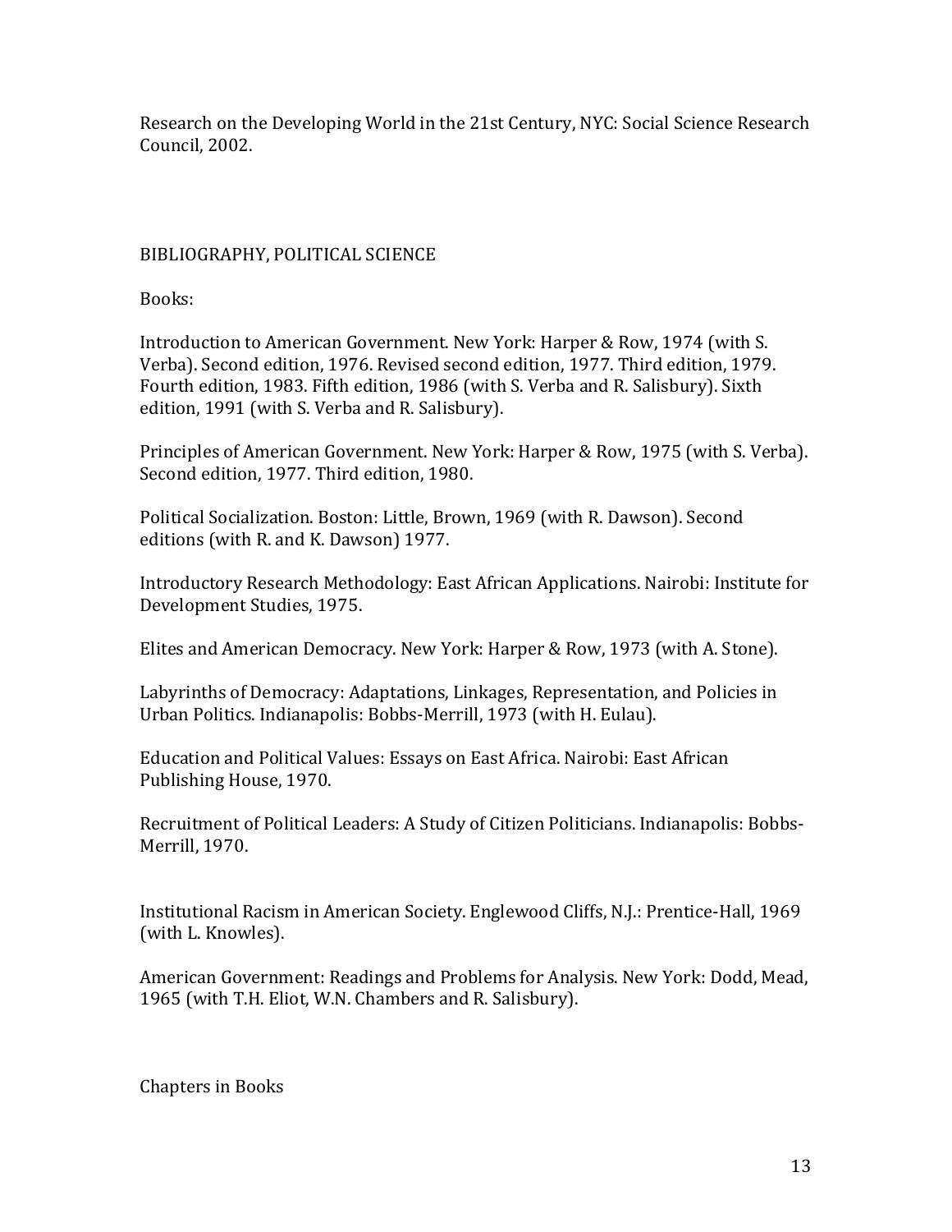Research on the Developing World in the 21st Century, NYC: Social Science Research Council, 2002.

## BIBLIOGRAPHY, POLITICAL SCIENCE

### Books:

Introduction to American Government. New York: Harper & Row, 1974 (with S. Verba). Second edition, 1976. Revised second edition, 1977. Third edition, 1979. Fourth edition, 1983. Fifth edition, 1986 (with S. Verba and R. Salisbury). Sixth edition, 1991 (with S. Verba and R. Salisbury).

Principles of American Government. New York: Harper & Row, 1975 (with S. Verba). Second edition, 1977. Third edition, 1980.

Political Socialization. Boston: Little, Brown, 1969 (with R. Dawson). Second editions (with R. and K. Dawson) 1977.

Introductory Research Methodology: East African Applications. Nairobi: Institute for Development Studies, 1975.

Elites and American Democracy. New York: Harper & Row, 1973 (with A. Stone).

Labyrinths of Democracy: Adaptations, Linkages, Representation, and Policies in Urban Politics. Indianapolis: Bobbs-Merrill, 1973 (with H. Eulau).

Education and Political Values: Essays on East Africa. Nairobi: East African Publishing House, 1970.

Recruitment of Political Leaders: A Study of Citizen Politicians. Indianapolis: Bobbs-Merrill, 1970.

Institutional Racism in American Society. Englewood Cliffs, N.J.: Prentice-Hall, 1969 (with L. Knowles).

American Government: Readings and Problems for Analysis. New York: Dodd, Mead, 1965 (with T.H. Eliot, W.N. Chambers and R. Salisbury).

### Chapters in Books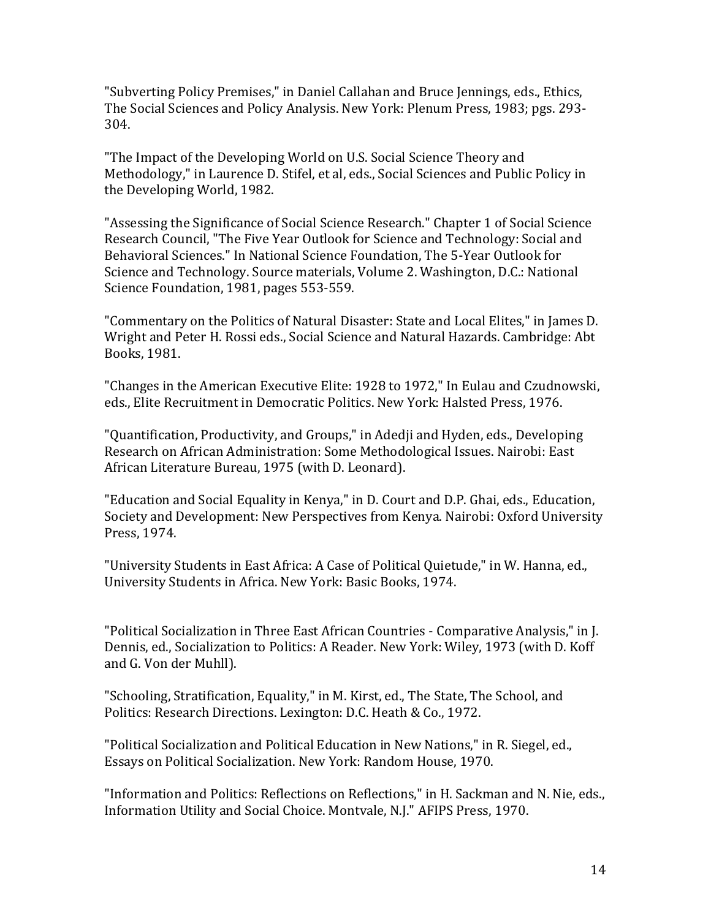"Subverting Policy Premises," in Daniel Callahan and Bruce Jennings, eds., Ethics, The Social Sciences and Policy Analysis. New York: Plenum Press, 1983; pgs. 293-304.

"The Impact of the Developing World on U.S. Social Science Theory and Methodology," in Laurence D. Stifel, et al, eds., Social Sciences and Public Policy in the Developing World, 1982.

"Assessing the Significance of Social Science Research." Chapter 1 of Social Science Research Council, "The Five Year Outlook for Science and Technology: Social and Behavioral Sciences." In National Science Foundation, The 5-Year Outlook for Science and Technology. Source materials, Volume 2. Washington, D.C.: National Science Foundation, 1981, pages 553-559.

"Commentary on the Politics of Natural Disaster: State and Local Elites," in James D. Wright and Peter H. Rossi eds., Social Science and Natural Hazards. Cambridge: Abt Books, 1981.

"Changes in the American Executive Elite: 1928 to 1972," In Eulau and Czudnowski, eds., Elite Recruitment in Democratic Politics. New York: Halsted Press, 1976.

"Quantification, Productivity, and Groups," in Adedji and Hyden, eds., Developing Research on African Administration: Some Methodological Issues. Nairobi: East African Literature Bureau, 1975 (with D. Leonard).

"Education and Social Equality in Kenya," in D. Court and D.P. Ghai, eds., Education, Society and Development: New Perspectives from Kenya. Nairobi: Oxford University Press, 1974.

"University Students in East Africa: A Case of Political Quietude," in W. Hanna, ed., University Students in Africa. New York: Basic Books, 1974.

"Political Socialization in Three East African Countries - Comparative Analysis," in J. Dennis, ed., Socialization to Politics: A Reader. New York: Wiley, 1973 (with D. Koff and G. Von der Muhll).

"Schooling, Stratification, Equality," in M. Kirst, ed., The State, The School, and Politics: Research Directions. Lexington: D.C. Heath & Co., 1972.

"Political Socialization and Political Education in New Nations," in R. Siegel, ed., Essays on Political Socialization. New York: Random House, 1970.

"Information and Politics: Reflections on Reflections," in H. Sackman and N. Nie, eds., Information Utility and Social Choice. Montvale, N.J." AFIPS Press, 1970.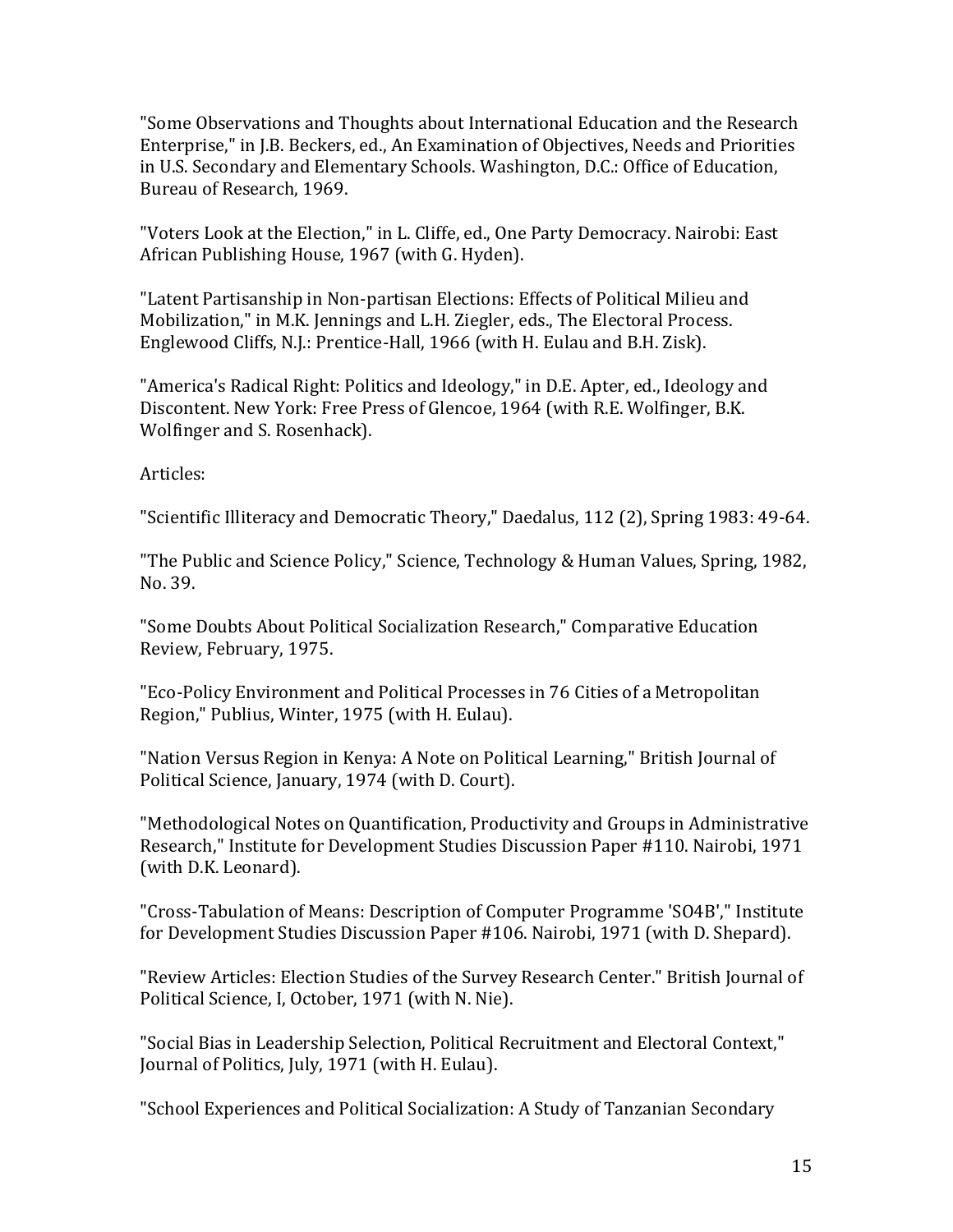"Some Observations and Thoughts about International Education and the Research Enterprise," in J.B. Beckers, ed., An Examination of Objectives, Needs and Priorities in U.S. Secondary and Elementary Schools. Washington, D.C.: Office of Education, Bureau of Research, 1969.

"Voters Look at the Election," in L. Cliffe, ed., One Party Democracy. Nairobi: East African Publishing House, 1967 (with G. Hyden).

"Latent Partisanship in Non-partisan Elections: Effects of Political Milieu and Mobilization," in M.K. Jennings and L.H. Ziegler, eds., The Electoral Process. Englewood Cliffs, N.J.: Prentice-Hall, 1966 (with H. Eulau and B.H. Zisk).

"America's Radical Right: Politics and Ideology," in D.E. Apter, ed., Ideology and Discontent. New York: Free Press of Glencoe, 1964 (with R.E. Wolfinger, B.K. Wolfinger and S. Rosenhack).

Articles:

"Scientific Illiteracy and Democratic Theory," Daedalus, 112 (2), Spring 1983: 49-64.

"The Public and Science Policy," Science, Technology & Human Values, Spring, 1982, No. 39.

"Some Doubts About Political Socialization Research," Comparative Education Review, February, 1975.

"Eco-Policy Environment and Political Processes in 76 Cities of a Metropolitan Region," Publius, Winter, 1975 (with H. Eulau).

"Nation Versus Region in Kenya: A Note on Political Learning," British Journal of Political Science, January, 1974 (with D. Court).

"Methodological Notes on Quantification, Productivity and Groups in Administrative Research," Institute for Development Studies Discussion Paper #110. Nairobi, 1971 (with D.K. Leonard).

"Cross-Tabulation of Means: Description of Computer Programme 'SO4B'," Institute for Development Studies Discussion Paper #106. Nairobi, 1971 (with D. Shepard).

"Review Articles: Election Studies of the Survey Research Center." British Journal of Political Science, I, October, 1971 (with N. Nie).

"Social Bias in Leadership Selection, Political Recruitment and Electoral Context," Journal of Politics, July, 1971 (with H. Eulau).

"School Experiences and Political Socialization: A Study of Tanzanian Secondary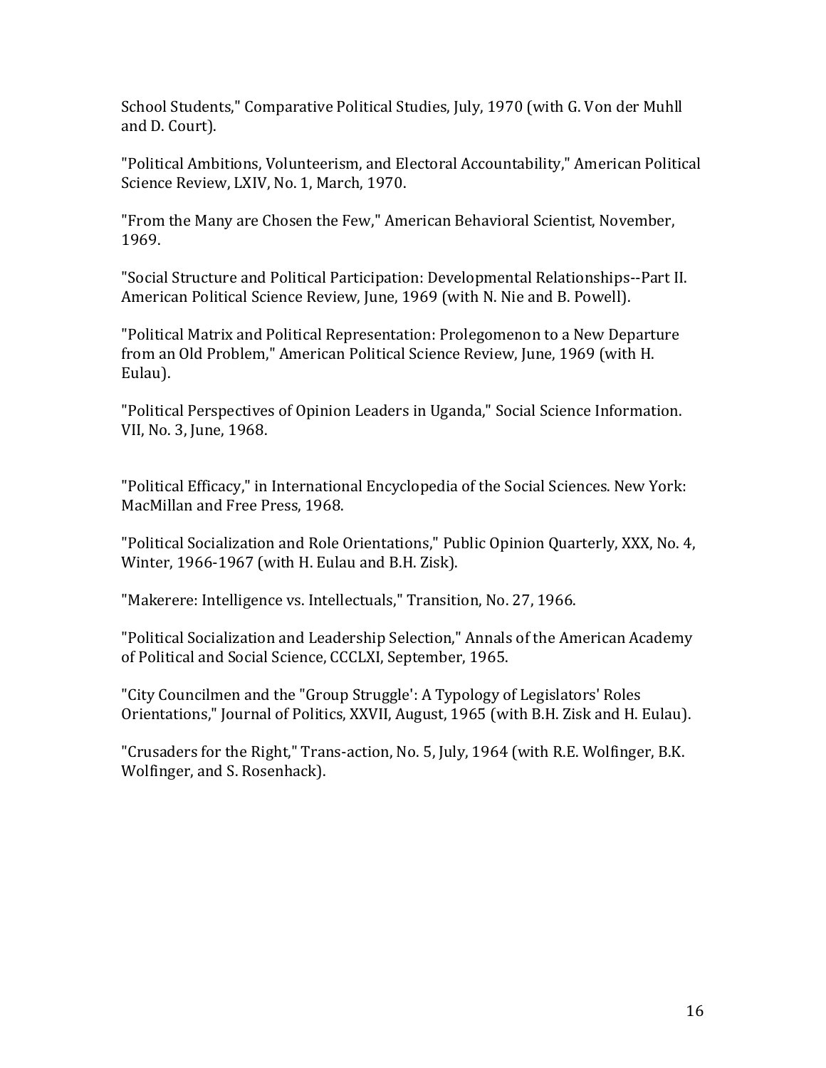School Students," Comparative Political Studies, July, 1970 (with G. Von der Muhll and D. Court).

"Political Ambitions, Volunteerism, and Electoral Accountability," American Political Science Review, LXIV, No. 1, March, 1970.

"From the Many are Chosen the Few," American Behavioral Scientist, November, 1969.

"Social Structure and Political Participation: Developmental Relationships--Part II. American Political Science Review, June, 1969 (with N. Nie and B. Powell).

"Political Matrix and Political Representation: Prolegomenon to a New Departure from an Old Problem," American Political Science Review, June, 1969 (with H. Eulau).

"Political Perspectives of Opinion Leaders in Uganda," Social Science Information. VII, No. 3, June, 1968.

"Political Efficacy," in International Encyclopedia of the Social Sciences. New York: MacMillan and Free Press, 1968.

"Political Socialization and Role Orientations," Public Opinion Quarterly, XXX, No. 4, Winter, 1966-1967 (with H. Eulau and B.H. Zisk).

"Makerere: Intelligence vs. Intellectuals," Transition, No. 27, 1966.

"Political Socialization and Leadership Selection," Annals of the American Academy of Political and Social Science, CCCLXI, September, 1965.

"City Councilmen and the "Group Struggle': A Typology of Legislators' Roles Orientations," Journal of Politics, XXVII, August, 1965 (with B.H. Zisk and H. Eulau).

"Crusaders for the Right," Trans-action, No. 5, July, 1964 (with R.E. Wolfinger, B.K. Wolfinger, and S. Rosenhack).